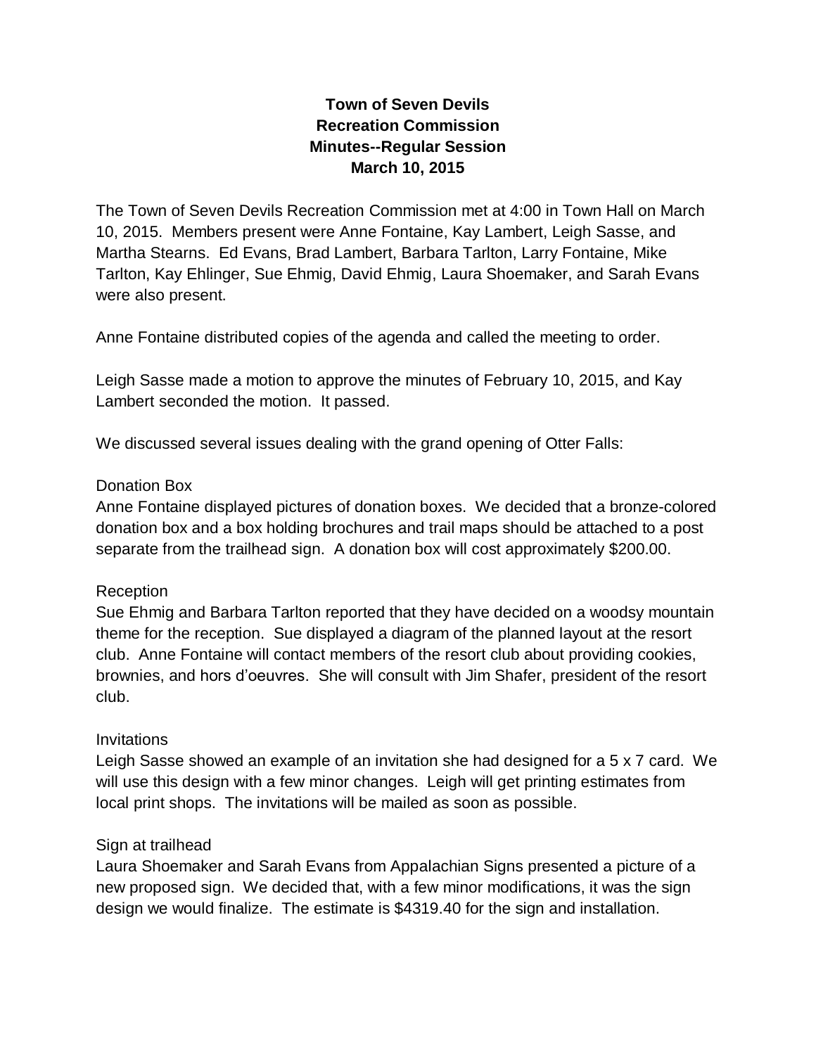# Town of Seven Devils
## Recreation Commission
## Minutes--Regular Session
## March 10, 2015

The Town of Seven Devils Recreation Commission met at 4:00 in Town Hall on March 10, 2015. Members present were Anne Fontaine, Kay Lambert, Leigh Sasse, and Martha Stearns. Ed Evans, Brad Lambert, Barbara Tarlton, Larry Fontaine, Mike Tarlton, Kay Ehlinger, Sue Ehmig, David Ehmig, Laura Shoemaker, and Sarah Evans were also present.

Anne Fontaine distributed copies of the agenda and called the meeting to order.

Leigh Sasse made a motion to approve the minutes of February 10, 2015, and Kay Lambert seconded the motion. It passed.

We discussed several issues dealing with the grand opening of Otter Falls:

Donation Box
Anne Fontaine displayed pictures of donation boxes. We decided that a bronze-colored donation box and a box holding brochures and trail maps should be attached to a post separate from the trailhead sign. A donation box will cost approximately $200.00.

Reception
Sue Ehmig and Barbara Tarlton reported that they have decided on a woodsy mountain theme for the reception. Sue displayed a diagram of the planned layout at the resort club. Anne Fontaine will contact members of the resort club about providing cookies, brownies, and hors d'oeuvres. She will consult with Jim Shafer, president of the resort club.

Invitations
Leigh Sasse showed an example of an invitation she had designed for a 5 x 7 card. We will use this design with a few minor changes. Leigh will get printing estimates from local print shops. The invitations will be mailed as soon as possible.

Sign at trailhead
Laura Shoemaker and Sarah Evans from Appalachian Signs presented a picture of a new proposed sign. We decided that, with a few minor modifications, it was the sign design we would finalize. The estimate is $4319.40 for the sign and installation.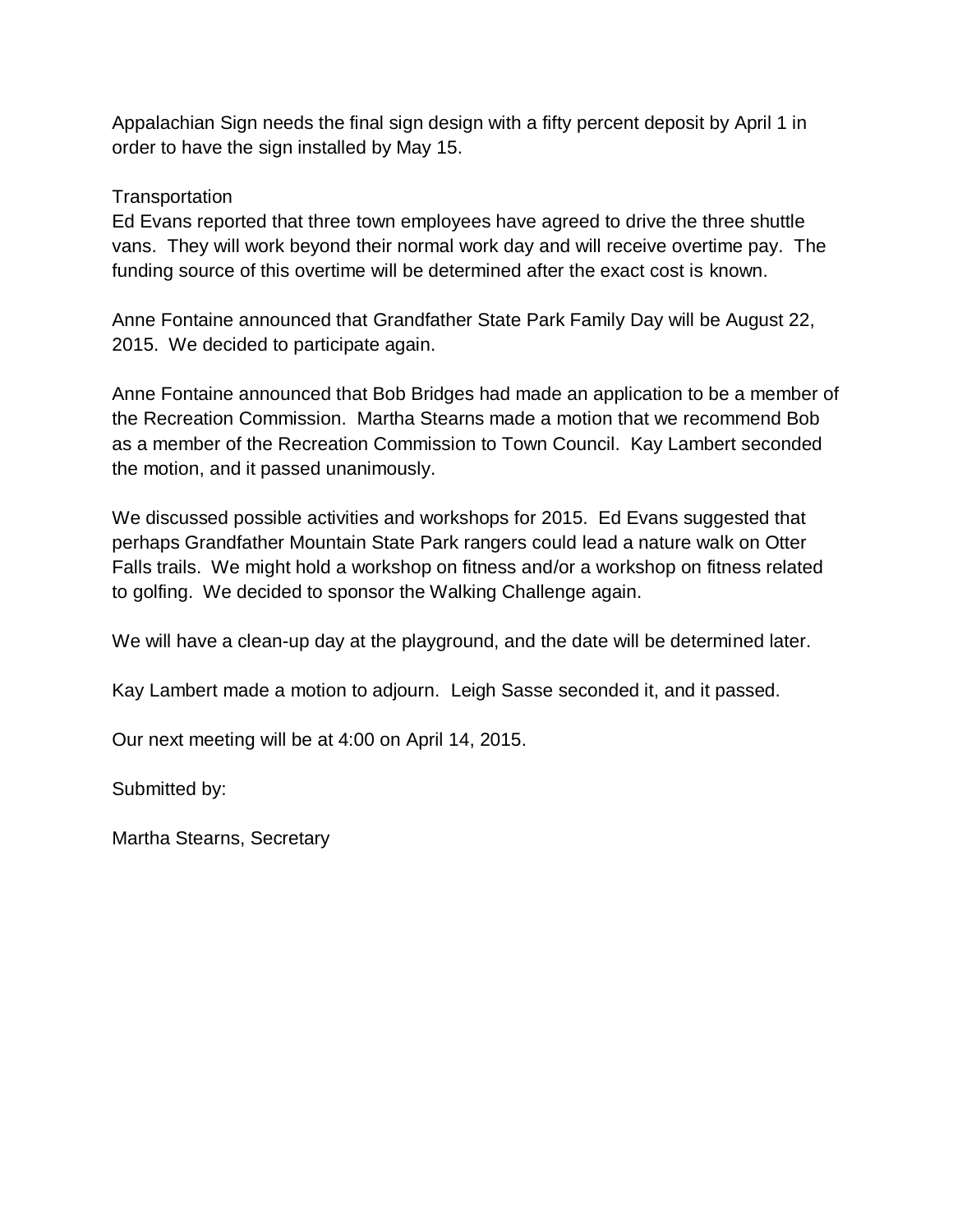Appalachian Sign needs the final sign design with a fifty percent deposit by April 1 in order to have the sign installed by May 15.

Transportation

Ed Evans reported that three town employees have agreed to drive the three shuttle vans. They will work beyond their normal work day and will receive overtime pay. The funding source of this overtime will be determined after the exact cost is known.

Anne Fontaine announced that Grandfather State Park Family Day will be August 22, 2015. We decided to participate again.

Anne Fontaine announced that Bob Bridges had made an application to be a member of the Recreation Commission. Martha Stearns made a motion that we recommend Bob as a member of the Recreation Commission to Town Council. Kay Lambert seconded the motion, and it passed unanimously.

We discussed possible activities and workshops for 2015. Ed Evans suggested that perhaps Grandfather Mountain State Park rangers could lead a nature walk on Otter Falls trails. We might hold a workshop on fitness and/or a workshop on fitness related to golfing. We decided to sponsor the Walking Challenge again.

We will have a clean-up day at the playground, and the date will be determined later.

Kay Lambert made a motion to adjourn. Leigh Sasse seconded it, and it passed.

Our next meeting will be at 4:00 on April 14, 2015.

Submitted by:

Martha Stearns, Secretary